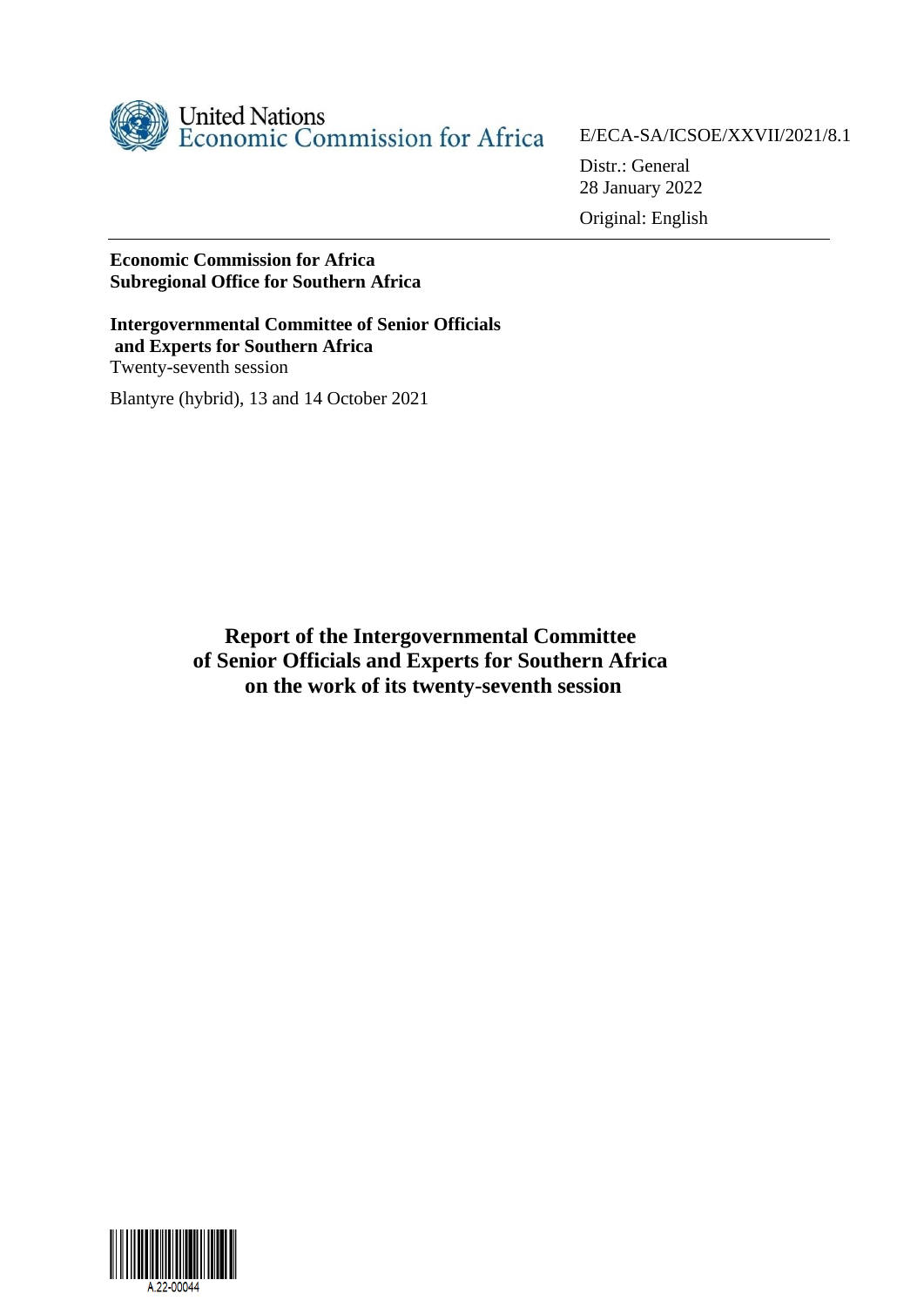United Nations
Economic Commission for Africa

E/ECA-SA/ICSOE/XXVII/2021/8.1

Distr.: General
28 January 2022

Original: English

---

**Economic Commission for Africa**
**Subregional Office for Southern Africa**

**Intergovernmental Committee of Senior Officials and Experts for Southern Africa**
Twenty-seventh session

Blantyre (hybrid), 13 and 14 October 2021

# Report of the Intergovernmental Committee of Senior Officials and Experts for Southern Africa on the work of its twenty-seventh session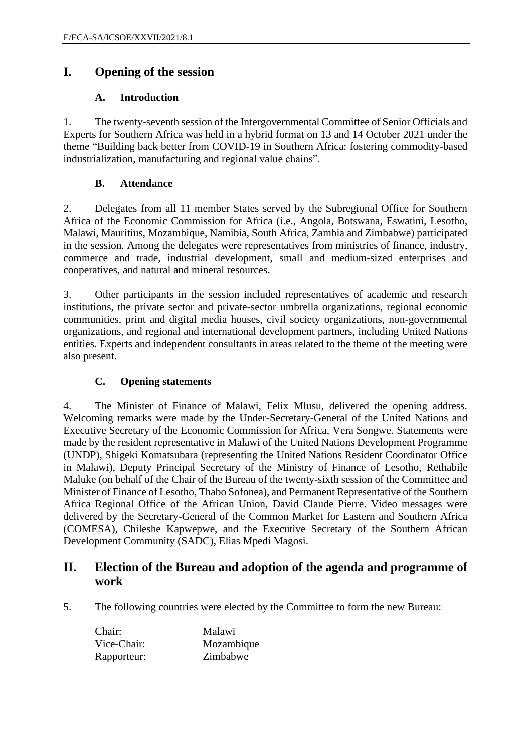# I. Opening of the session

## A. Introduction

1. The twenty-seventh session of the Intergovernmental Committee of Senior Officials and Experts for Southern Africa was held in a hybrid format on 13 and 14 October 2021 under the theme "Building back better from COVID-19 in Southern Africa: fostering commodity-based industrialization, manufacturing and regional value chains".

## B. Attendance

2. Delegates from all 11 member States served by the Subregional Office for Southern Africa of the Economic Commission for Africa (i.e., Angola, Botswana, Eswatini, Lesotho, Malawi, Mauritius, Mozambique, Namibia, South Africa, Zambia and Zimbabwe) participated in the session. Among the delegates were representatives from ministries of finance, industry, commerce and trade, industrial development, small and medium-sized enterprises and cooperatives, and natural and mineral resources.

3. Other participants in the session included representatives of academic and research institutions, the private sector and private-sector umbrella organizations, regional economic communities, print and digital media houses, civil society organizations, non-governmental organizations, and regional and international development partners, including United Nations entities. Experts and independent consultants in areas related to the theme of the meeting were also present.

## C. Opening statements

4. The Minister of Finance of Malawi, Felix Mlusu, delivered the opening address. Welcoming remarks were made by the Under-Secretary-General of the United Nations and Executive Secretary of the Economic Commission for Africa, Vera Songwe. Statements were made by the resident representative in Malawi of the United Nations Development Programme (UNDP), Shigeki Komatsubara (representing the United Nations Resident Coordinator Office in Malawi), Deputy Principal Secretary of the Ministry of Finance of Lesotho, Rethabile Maluke (on behalf of the Chair of the Bureau of the twenty-sixth session of the Committee and Minister of Finance of Lesotho, Thabo Sofonea), and Permanent Representative of the Southern Africa Regional Office of the African Union, David Claude Pierre. Video messages were delivered by the Secretary-General of the Common Market for Eastern and Southern Africa (COMESA), Chileshe Kapwepwe, and the Executive Secretary of the Southern African Development Community (SADC), Elias Mpedi Magosi.

# II. Election of the Bureau and adoption of the agenda and programme of work

5. The following countries were elected by the Committee to form the new Bureau:

| | |
|---|---|
| Chair: | Malawi |
| Vice-Chair: | Mozambique |
| Rapporteur: | Zimbabwe |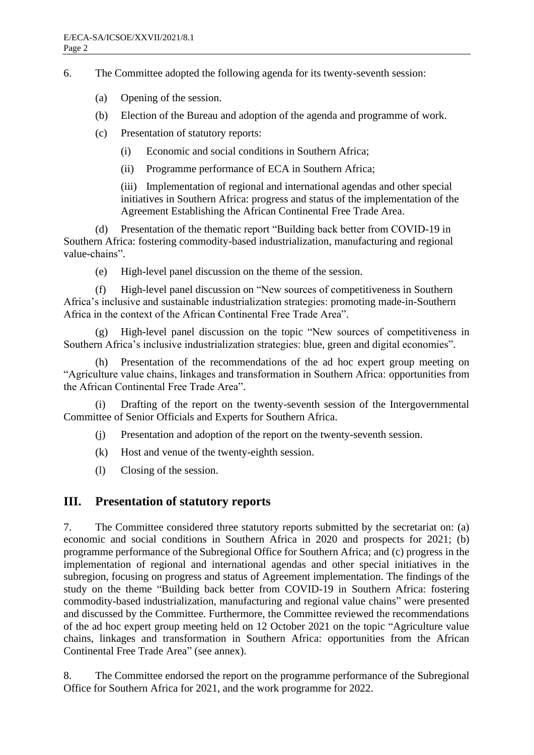6. The Committee adopted the following agenda for its twenty-seventh session:

(a) Opening of the session.

(b) Election of the Bureau and adoption of the agenda and programme of work.

(c) Presentation of statutory reports:

(i) Economic and social conditions in Southern Africa;

(ii) Programme performance of ECA in Southern Africa;

(iii) Implementation of regional and international agendas and other special initiatives in Southern Africa: progress and status of the implementation of the Agreement Establishing the African Continental Free Trade Area.

(d) Presentation of the thematic report "Building back better from COVID-19 in Southern Africa: fostering commodity-based industrialization, manufacturing and regional value-chains".

(e) High-level panel discussion on the theme of the session.

(f) High-level panel discussion on "New sources of competitiveness in Southern Africa's inclusive and sustainable industrialization strategies: promoting made-in-Southern Africa in the context of the African Continental Free Trade Area".

(g) High-level panel discussion on the topic "New sources of competitiveness in Southern Africa's inclusive industrialization strategies: blue, green and digital economies".

(h) Presentation of the recommendations of the ad hoc expert group meeting on "Agriculture value chains, linkages and transformation in Southern Africa: opportunities from the African Continental Free Trade Area".

(i) Drafting of the report on the twenty-seventh session of the Intergovernmental Committee of Senior Officials and Experts for Southern Africa.

(j) Presentation and adoption of the report on the twenty-seventh session.

(k) Host and venue of the twenty-eighth session.

(l) Closing of the session.

## III. Presentation of statutory reports

7. The Committee considered three statutory reports submitted by the secretariat on: (a) economic and social conditions in Southern Africa in 2020 and prospects for 2021; (b) programme performance of the Subregional Office for Southern Africa; and (c) progress in the implementation of regional and international agendas and other special initiatives in the subregion, focusing on progress and status of Agreement implementation. The findings of the study on the theme "Building back better from COVID-19 in Southern Africa: fostering commodity-based industrialization, manufacturing and regional value chains" were presented and discussed by the Committee. Furthermore, the Committee reviewed the recommendations of the ad hoc expert group meeting held on 12 October 2021 on the topic "Agriculture value chains, linkages and transformation in Southern Africa: opportunities from the African Continental Free Trade Area" (see annex).

8. The Committee endorsed the report on the programme performance of the Subregional Office for Southern Africa for 2021, and the work programme for 2022.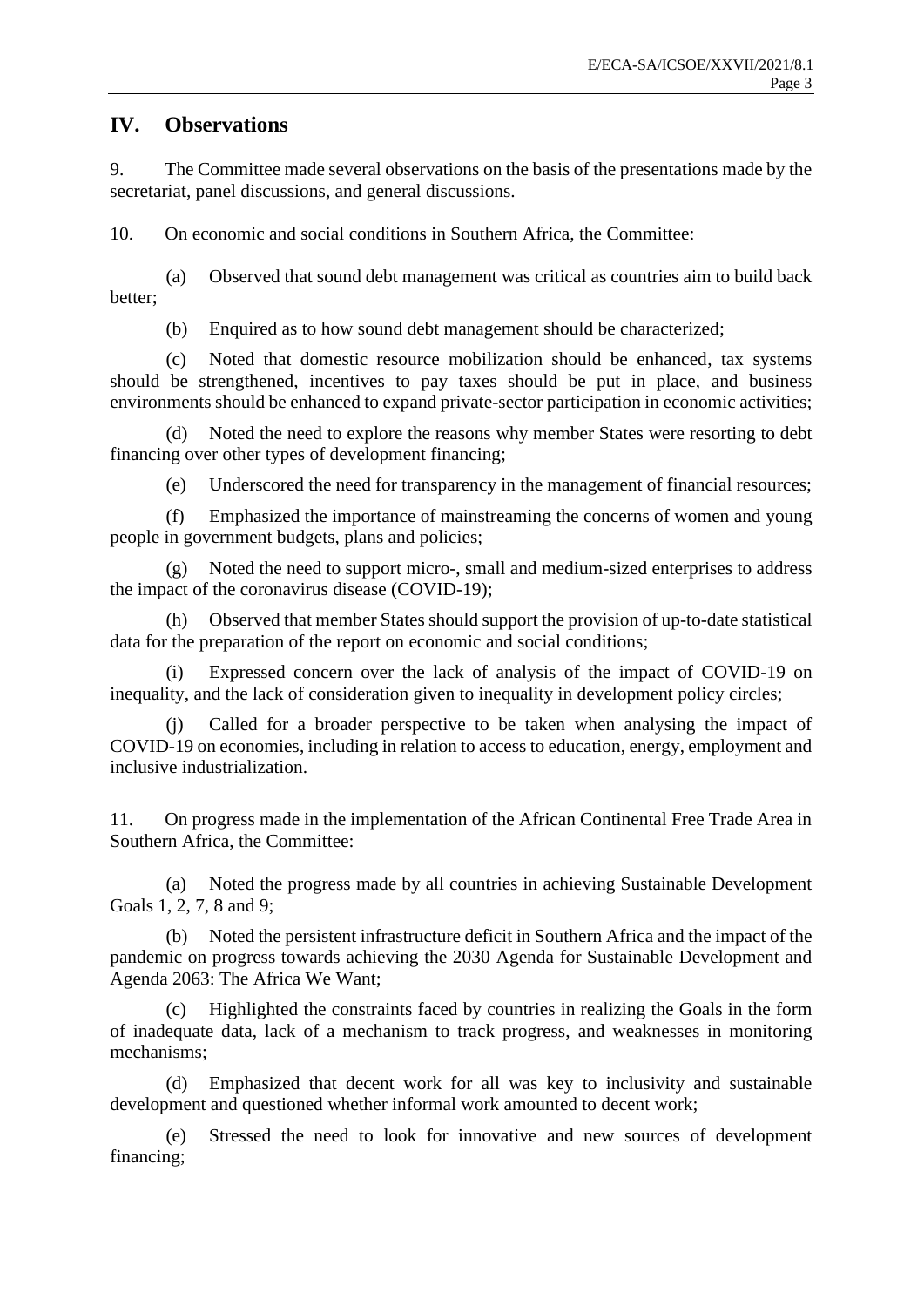## IV. Observations

9. The Committee made several observations on the basis of the presentations made by the secretariat, panel discussions, and general discussions.

10. On economic and social conditions in Southern Africa, the Committee:

(a) Observed that sound debt management was critical as countries aim to build back better;

(b) Enquired as to how sound debt management should be characterized;

(c) Noted that domestic resource mobilization should be enhanced, tax systems should be strengthened, incentives to pay taxes should be put in place, and business environments should be enhanced to expand private-sector participation in economic activities;

(d) Noted the need to explore the reasons why member States were resorting to debt financing over other types of development financing;

(e) Underscored the need for transparency in the management of financial resources;

(f) Emphasized the importance of mainstreaming the concerns of women and young people in government budgets, plans and policies;

(g) Noted the need to support micro-, small and medium-sized enterprises to address the impact of the coronavirus disease (COVID-19);

(h) Observed that member States should support the provision of up-to-date statistical data for the preparation of the report on economic and social conditions;

(i) Expressed concern over the lack of analysis of the impact of COVID-19 on inequality, and the lack of consideration given to inequality in development policy circles;

(j) Called for a broader perspective to be taken when analysing the impact of COVID-19 on economies, including in relation to access to education, energy, employment and inclusive industrialization.

11. On progress made in the implementation of the African Continental Free Trade Area in Southern Africa, the Committee:

(a) Noted the progress made by all countries in achieving Sustainable Development Goals 1, 2, 7, 8 and 9;

(b) Noted the persistent infrastructure deficit in Southern Africa and the impact of the pandemic on progress towards achieving the 2030 Agenda for Sustainable Development and Agenda 2063: The Africa We Want;

(c) Highlighted the constraints faced by countries in realizing the Goals in the form of inadequate data, lack of a mechanism to track progress, and weaknesses in monitoring mechanisms;

(d) Emphasized that decent work for all was key to inclusivity and sustainable development and questioned whether informal work amounted to decent work;

(e) Stressed the need to look for innovative and new sources of development financing;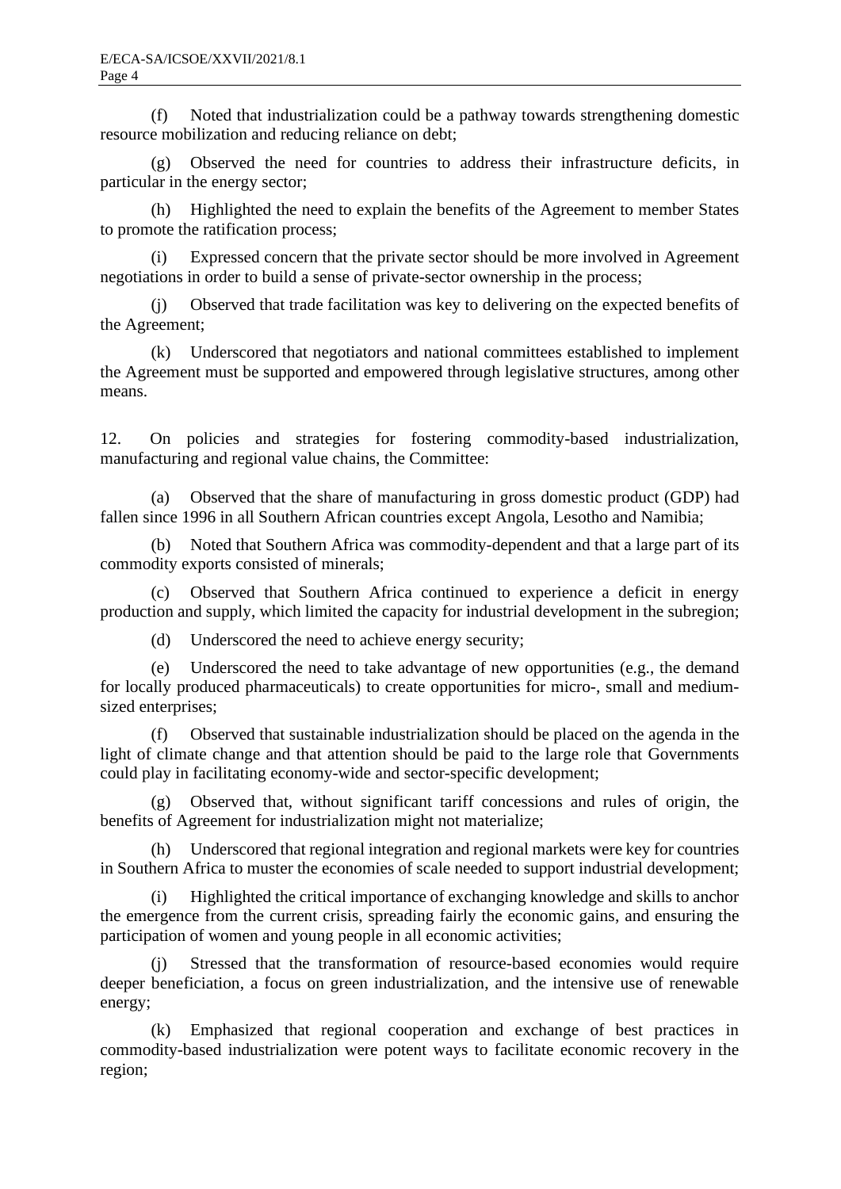(f) Noted that industrialization could be a pathway towards strengthening domestic resource mobilization and reducing reliance on debt;

(g) Observed the need for countries to address their infrastructure deficits, in particular in the energy sector;

(h) Highlighted the need to explain the benefits of the Agreement to member States to promote the ratification process;

(i) Expressed concern that the private sector should be more involved in Agreement negotiations in order to build a sense of private-sector ownership in the process;

(j) Observed that trade facilitation was key to delivering on the expected benefits of the Agreement;

(k) Underscored that negotiators and national committees established to implement the Agreement must be supported and empowered through legislative structures, among other means.

12. On policies and strategies for fostering commodity-based industrialization, manufacturing and regional value chains, the Committee:

(a) Observed that the share of manufacturing in gross domestic product (GDP) had fallen since 1996 in all Southern African countries except Angola, Lesotho and Namibia;

(b) Noted that Southern Africa was commodity-dependent and that a large part of its commodity exports consisted of minerals;

(c) Observed that Southern Africa continued to experience a deficit in energy production and supply, which limited the capacity for industrial development in the subregion;

(d) Underscored the need to achieve energy security;

(e) Underscored the need to take advantage of new opportunities (e.g., the demand for locally produced pharmaceuticals) to create opportunities for micro-, small and medium-sized enterprises;

(f) Observed that sustainable industrialization should be placed on the agenda in the light of climate change and that attention should be paid to the large role that Governments could play in facilitating economy-wide and sector-specific development;

(g) Observed that, without significant tariff concessions and rules of origin, the benefits of Agreement for industrialization might not materialize;

(h) Underscored that regional integration and regional markets were key for countries in Southern Africa to muster the economies of scale needed to support industrial development;

(i) Highlighted the critical importance of exchanging knowledge and skills to anchor the emergence from the current crisis, spreading fairly the economic gains, and ensuring the participation of women and young people in all economic activities;

(j) Stressed that the transformation of resource-based economies would require deeper beneficiation, a focus on green industrialization, and the intensive use of renewable energy;

(k) Emphasized that regional cooperation and exchange of best practices in commodity-based industrialization were potent ways to facilitate economic recovery in the region;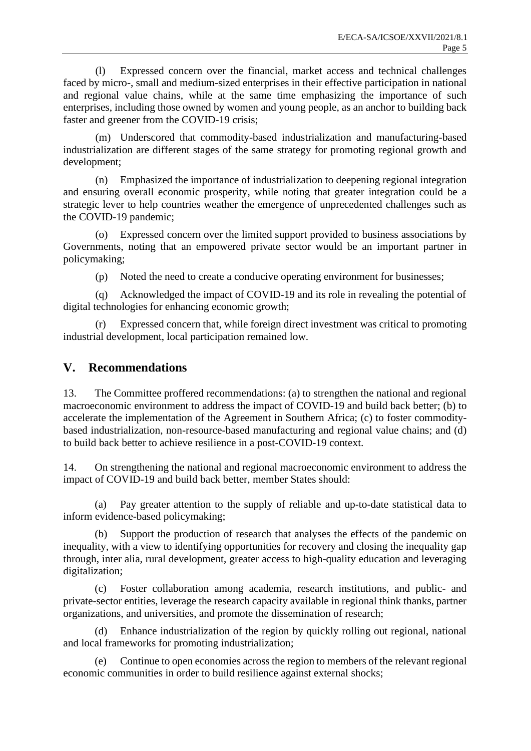(l) Expressed concern over the financial, market access and technical challenges faced by micro-, small and medium-sized enterprises in their effective participation in national and regional value chains, while at the same time emphasizing the importance of such enterprises, including those owned by women and young people, as an anchor to building back faster and greener from the COVID-19 crisis;

(m) Underscored that commodity-based industrialization and manufacturing-based industrialization are different stages of the same strategy for promoting regional growth and development;

(n) Emphasized the importance of industrialization to deepening regional integration and ensuring overall economic prosperity, while noting that greater integration could be a strategic lever to help countries weather the emergence of unprecedented challenges such as the COVID-19 pandemic;

(o) Expressed concern over the limited support provided to business associations by Governments, noting that an empowered private sector would be an important partner in policymaking;

(p) Noted the need to create a conducive operating environment for businesses;

(q) Acknowledged the impact of COVID-19 and its role in revealing the potential of digital technologies for enhancing economic growth;

(r) Expressed concern that, while foreign direct investment was critical to promoting industrial development, local participation remained low.

## V. Recommendations

13. The Committee proffered recommendations: (a) to strengthen the national and regional macroeconomic environment to address the impact of COVID-19 and build back better; (b) to accelerate the implementation of the Agreement in Southern Africa; (c) to foster commodity-based industrialization, non-resource-based manufacturing and regional value chains; and (d) to build back better to achieve resilience in a post-COVID-19 context.

14. On strengthening the national and regional macroeconomic environment to address the impact of COVID-19 and build back better, member States should:

(a) Pay greater attention to the supply of reliable and up-to-date statistical data to inform evidence-based policymaking;

(b) Support the production of research that analyses the effects of the pandemic on inequality, with a view to identifying opportunities for recovery and closing the inequality gap through, inter alia, rural development, greater access to high-quality education and leveraging digitalization;

(c) Foster collaboration among academia, research institutions, and public- and private-sector entities, leverage the research capacity available in regional think thanks, partner organizations, and universities, and promote the dissemination of research;

(d) Enhance industrialization of the region by quickly rolling out regional, national and local frameworks for promoting industrialization;

(e) Continue to open economies across the region to members of the relevant regional economic communities in order to build resilience against external shocks;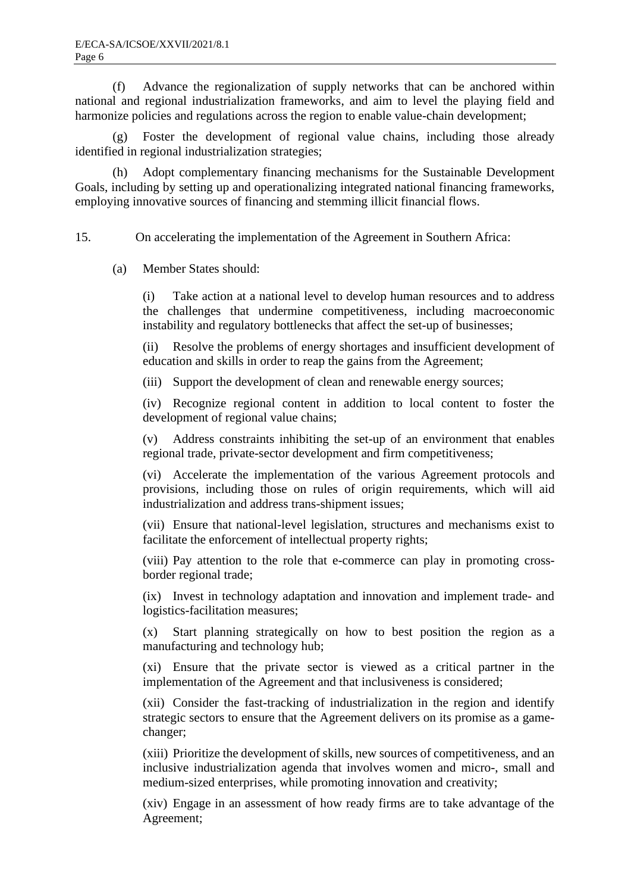(f) Advance the regionalization of supply networks that can be anchored within national and regional industrialization frameworks, and aim to level the playing field and harmonize policies and regulations across the region to enable value-chain development;

(g) Foster the development of regional value chains, including those already identified in regional industrialization strategies;

(h) Adopt complementary financing mechanisms for the Sustainable Development Goals, including by setting up and operationalizing integrated national financing frameworks, employing innovative sources of financing and stemming illicit financial flows.

15. On accelerating the implementation of the Agreement in Southern Africa:

(a) Member States should:

(i) Take action at a national level to develop human resources and to address the challenges that undermine competitiveness, including macroeconomic instability and regulatory bottlenecks that affect the set-up of businesses;

(ii) Resolve the problems of energy shortages and insufficient development of education and skills in order to reap the gains from the Agreement;

(iii) Support the development of clean and renewable energy sources;

(iv) Recognize regional content in addition to local content to foster the development of regional value chains;

(v) Address constraints inhibiting the set-up of an environment that enables regional trade, private-sector development and firm competitiveness;

(vi) Accelerate the implementation of the various Agreement protocols and provisions, including those on rules of origin requirements, which will aid industrialization and address trans-shipment issues;

(vii) Ensure that national-level legislation, structures and mechanisms exist to facilitate the enforcement of intellectual property rights;

(viii) Pay attention to the role that e-commerce can play in promoting cross-border regional trade;

(ix) Invest in technology adaptation and innovation and implement trade- and logistics-facilitation measures;

(x) Start planning strategically on how to best position the region as a manufacturing and technology hub;

(xi) Ensure that the private sector is viewed as a critical partner in the implementation of the Agreement and that inclusiveness is considered;

(xii) Consider the fast-tracking of industrialization in the region and identify strategic sectors to ensure that the Agreement delivers on its promise as a game-changer;

(xiii) Prioritize the development of skills, new sources of competitiveness, and an inclusive industrialization agenda that involves women and micro-, small and medium-sized enterprises, while promoting innovation and creativity;

(xiv) Engage in an assessment of how ready firms are to take advantage of the Agreement;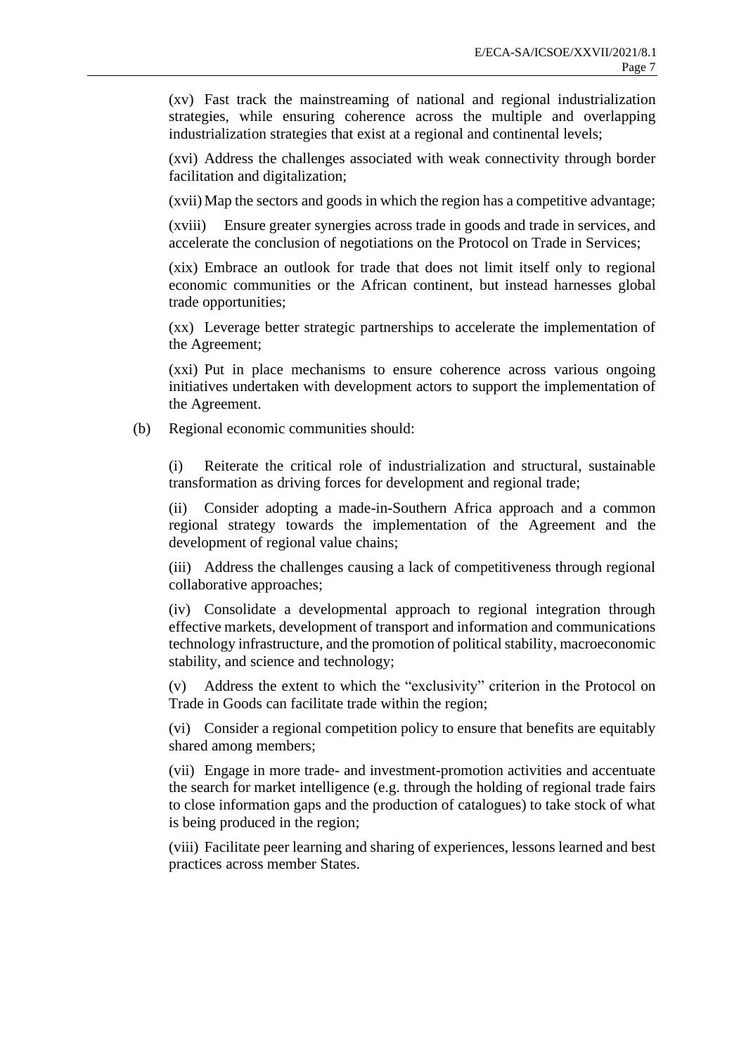(xv) Fast track the mainstreaming of national and regional industrialization strategies, while ensuring coherence across the multiple and overlapping industrialization strategies that exist at a regional and continental levels;

(xvi) Address the challenges associated with weak connectivity through border facilitation and digitalization;

(xvii) Map the sectors and goods in which the region has a competitive advantage;

(xviii) Ensure greater synergies across trade in goods and trade in services, and accelerate the conclusion of negotiations on the Protocol on Trade in Services;

(xix) Embrace an outlook for trade that does not limit itself only to regional economic communities or the African continent, but instead harnesses global trade opportunities;

(xx) Leverage better strategic partnerships to accelerate the implementation of the Agreement;

(xxi) Put in place mechanisms to ensure coherence across various ongoing initiatives undertaken with development actors to support the implementation of the Agreement.

(b) Regional economic communities should:

(i) Reiterate the critical role of industrialization and structural, sustainable transformation as driving forces for development and regional trade;

(ii) Consider adopting a made-in-Southern Africa approach and a common regional strategy towards the implementation of the Agreement and the development of regional value chains;

(iii) Address the challenges causing a lack of competitiveness through regional collaborative approaches;

(iv) Consolidate a developmental approach to regional integration through effective markets, development of transport and information and communications technology infrastructure, and the promotion of political stability, macroeconomic stability, and science and technology;

(v) Address the extent to which the "exclusivity" criterion in the Protocol on Trade in Goods can facilitate trade within the region;

(vi) Consider a regional competition policy to ensure that benefits are equitably shared among members;

(vii) Engage in more trade- and investment-promotion activities and accentuate the search for market intelligence (e.g. through the holding of regional trade fairs to close information gaps and the production of catalogues) to take stock of what is being produced in the region;

(viii) Facilitate peer learning and sharing of experiences, lessons learned and best practices across member States.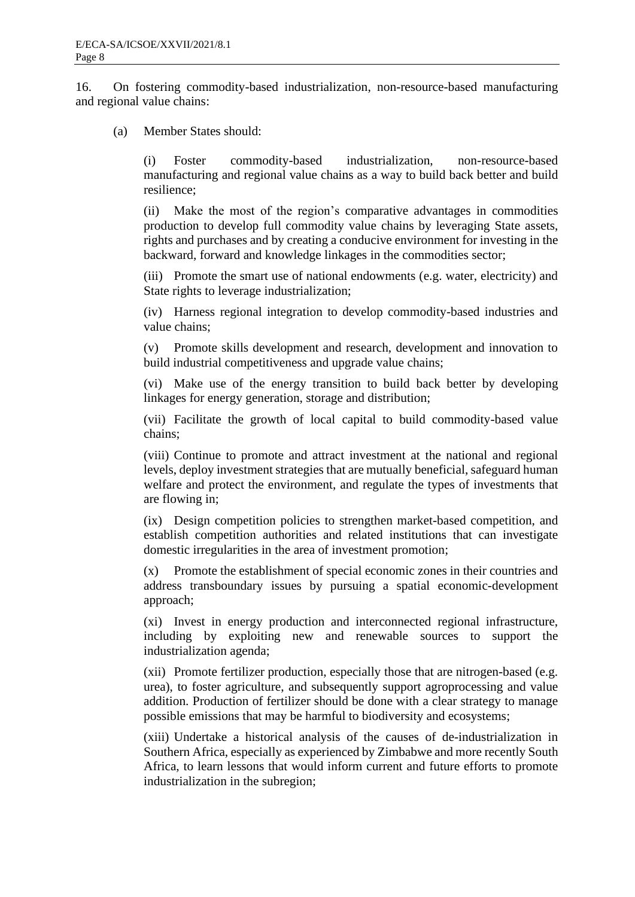16. On fostering commodity-based industrialization, non-resource-based manufacturing and regional value chains:

(a) Member States should:

(i) Foster commodity-based industrialization, non-resource-based manufacturing and regional value chains as a way to build back better and build resilience;

(ii) Make the most of the region's comparative advantages in commodities production to develop full commodity value chains by leveraging State assets, rights and purchases and by creating a conducive environment for investing in the backward, forward and knowledge linkages in the commodities sector;

(iii) Promote the smart use of national endowments (e.g. water, electricity) and State rights to leverage industrialization;

(iv) Harness regional integration to develop commodity-based industries and value chains;

(v) Promote skills development and research, development and innovation to build industrial competitiveness and upgrade value chains;

(vi) Make use of the energy transition to build back better by developing linkages for energy generation, storage and distribution;

(vii) Facilitate the growth of local capital to build commodity-based value chains;

(viii) Continue to promote and attract investment at the national and regional levels, deploy investment strategies that are mutually beneficial, safeguard human welfare and protect the environment, and regulate the types of investments that are flowing in;

(ix) Design competition policies to strengthen market-based competition, and establish competition authorities and related institutions that can investigate domestic irregularities in the area of investment promotion;

(x) Promote the establishment of special economic zones in their countries and address transboundary issues by pursuing a spatial economic-development approach;

(xi) Invest in energy production and interconnected regional infrastructure, including by exploiting new and renewable sources to support the industrialization agenda;

(xii) Promote fertilizer production, especially those that are nitrogen-based (e.g. urea), to foster agriculture, and subsequently support agroprocessing and value addition. Production of fertilizer should be done with a clear strategy to manage possible emissions that may be harmful to biodiversity and ecosystems;

(xiii) Undertake a historical analysis of the causes of de-industrialization in Southern Africa, especially as experienced by Zimbabwe and more recently South Africa, to learn lessons that would inform current and future efforts to promote industrialization in the subregion;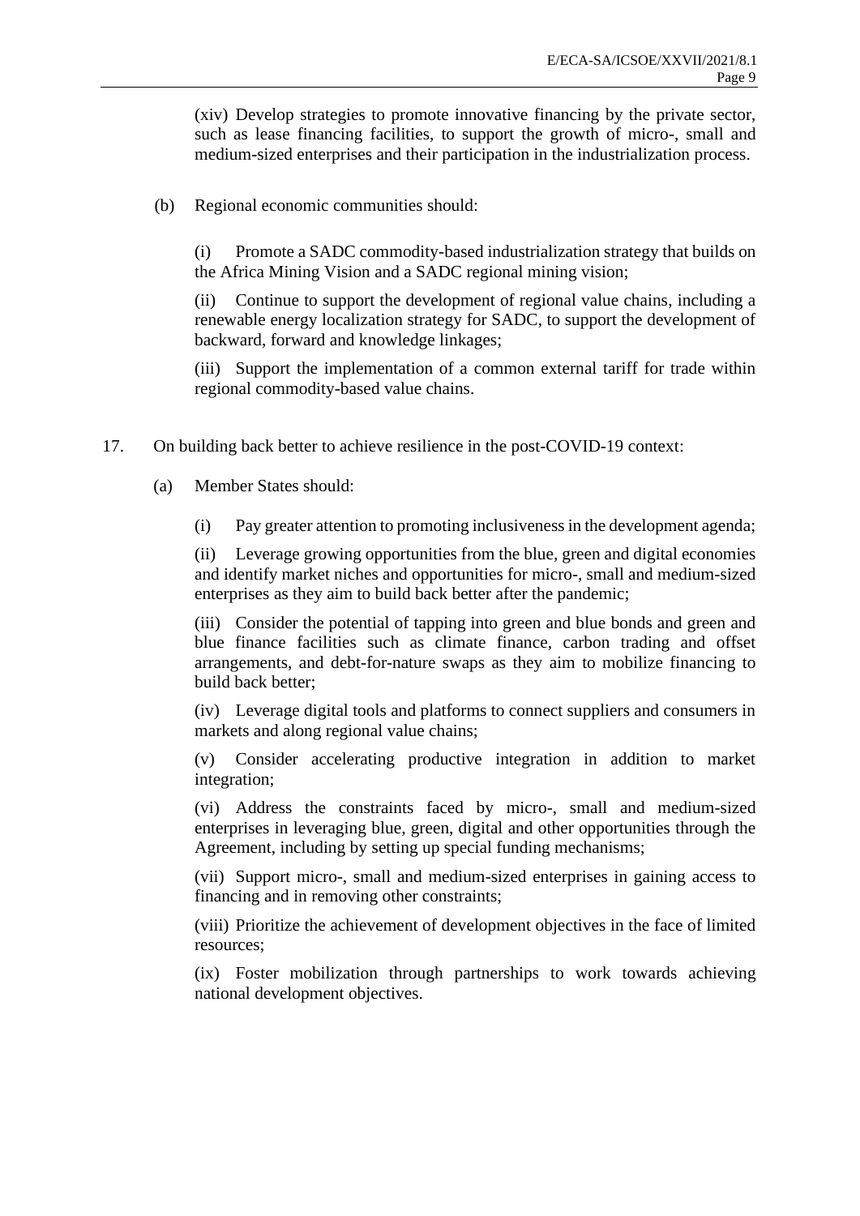(xiv) Develop strategies to promote innovative financing by the private sector, such as lease financing facilities, to support the growth of micro-, small and medium-sized enterprises and their participation in the industrialization process.

(b) Regional economic communities should:

(i) Promote a SADC commodity-based industrialization strategy that builds on the Africa Mining Vision and a SADC regional mining vision;

(ii) Continue to support the development of regional value chains, including a renewable energy localization strategy for SADC, to support the development of backward, forward and knowledge linkages;

(iii) Support the implementation of a common external tariff for trade within regional commodity-based value chains.

17. On building back better to achieve resilience in the post-COVID-19 context:

(a) Member States should:

(i) Pay greater attention to promoting inclusiveness in the development agenda;

(ii) Leverage growing opportunities from the blue, green and digital economies and identify market niches and opportunities for micro-, small and medium-sized enterprises as they aim to build back better after the pandemic;

(iii) Consider the potential of tapping into green and blue bonds and green and blue finance facilities such as climate finance, carbon trading and offset arrangements, and debt-for-nature swaps as they aim to mobilize financing to build back better;

(iv) Leverage digital tools and platforms to connect suppliers and consumers in markets and along regional value chains;

(v) Consider accelerating productive integration in addition to market integration;

(vi) Address the constraints faced by micro-, small and medium-sized enterprises in leveraging blue, green, digital and other opportunities through the Agreement, including by setting up special funding mechanisms;

(vii) Support micro-, small and medium-sized enterprises in gaining access to financing and in removing other constraints;

(viii) Prioritize the achievement of development objectives in the face of limited resources;

(ix) Foster mobilization through partnerships to work towards achieving national development objectives.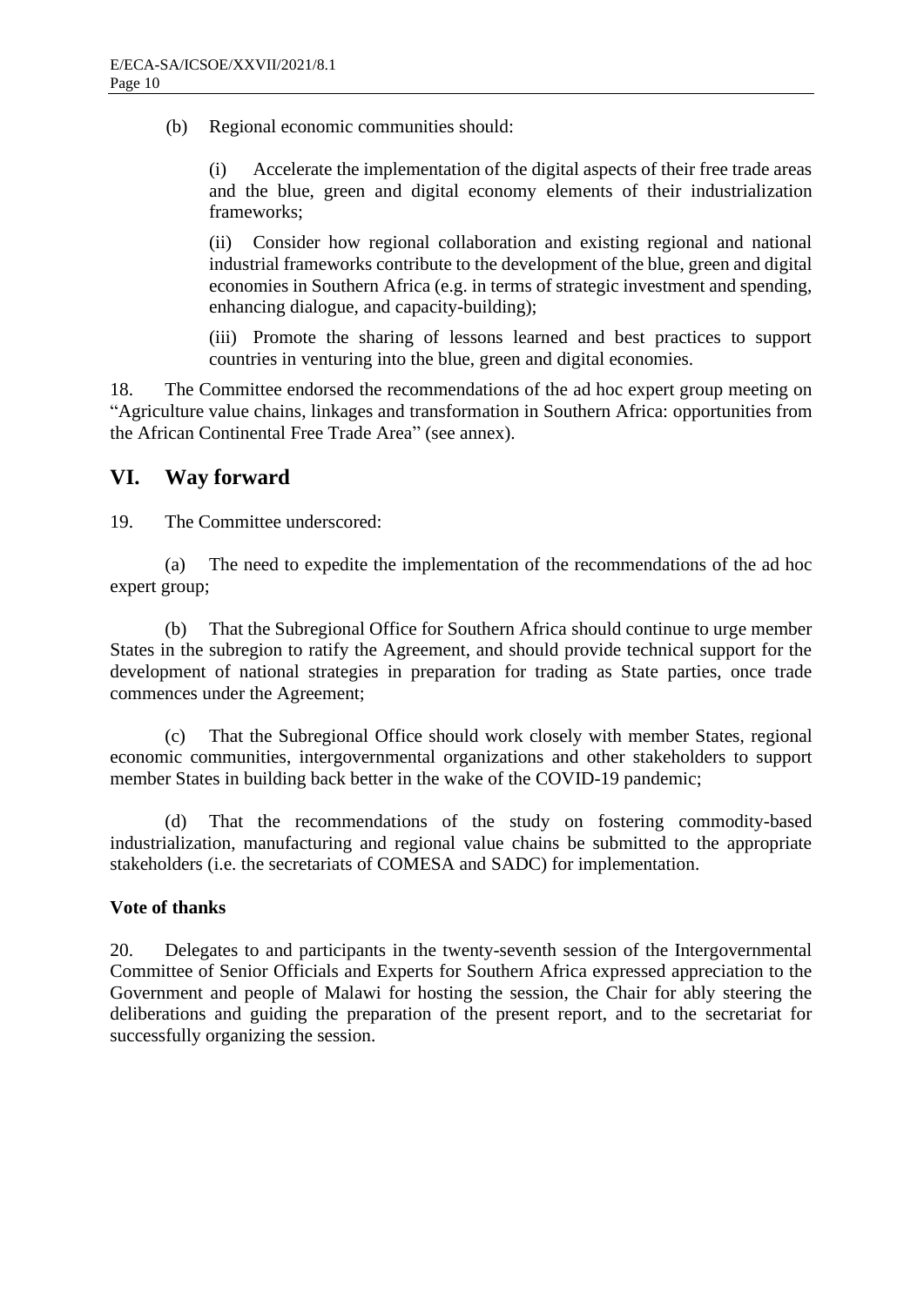(b) Regional economic communities should:

(i) Accelerate the implementation of the digital aspects of their free trade areas and the blue, green and digital economy elements of their industrialization frameworks;

(ii) Consider how regional collaboration and existing regional and national industrial frameworks contribute to the development of the blue, green and digital economies in Southern Africa (e.g. in terms of strategic investment and spending, enhancing dialogue, and capacity-building);

(iii) Promote the sharing of lessons learned and best practices to support countries in venturing into the blue, green and digital economies.

18. The Committee endorsed the recommendations of the ad hoc expert group meeting on "Agriculture value chains, linkages and transformation in Southern Africa: opportunities from the African Continental Free Trade Area" (see annex).

## VI. Way forward

19. The Committee underscored:

(a) The need to expedite the implementation of the recommendations of the ad hoc expert group;

(b) That the Subregional Office for Southern Africa should continue to urge member States in the subregion to ratify the Agreement, and should provide technical support for the development of national strategies in preparation for trading as State parties, once trade commences under the Agreement;

(c) That the Subregional Office should work closely with member States, regional economic communities, intergovernmental organizations and other stakeholders to support member States in building back better in the wake of the COVID-19 pandemic;

(d) That the recommendations of the study on fostering commodity-based industrialization, manufacturing and regional value chains be submitted to the appropriate stakeholders (i.e. the secretariats of COMESA and SADC) for implementation.

**Vote of thanks**

20. Delegates to and participants in the twenty-seventh session of the Intergovernmental Committee of Senior Officials and Experts for Southern Africa expressed appreciation to the Government and people of Malawi for hosting the session, the Chair for ably steering the deliberations and guiding the preparation of the present report, and to the secretariat for successfully organizing the session.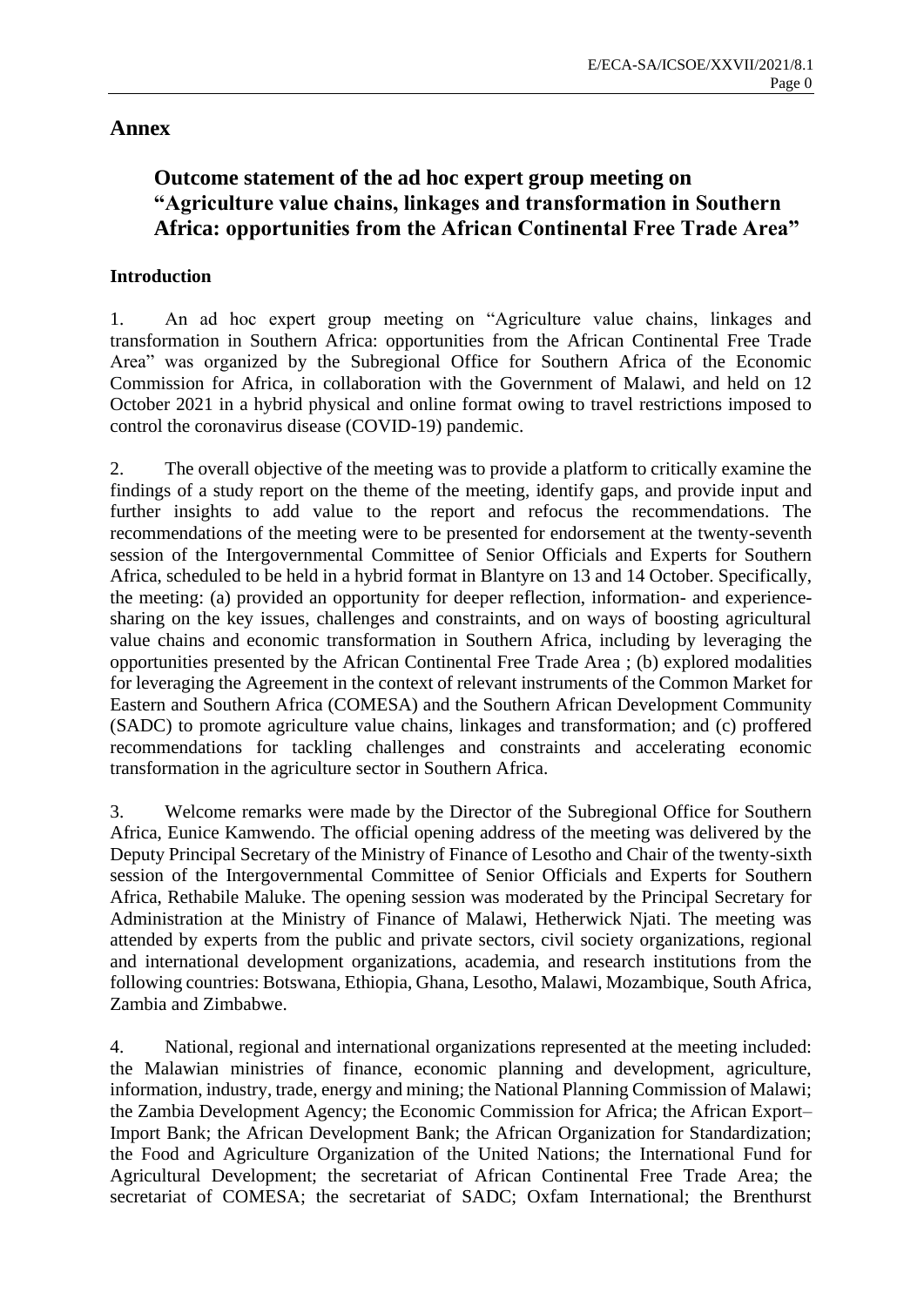# Annex

## Outcome statement of the ad hoc expert group meeting on "Agriculture value chains, linkages and transformation in Southern Africa: opportunities from the African Continental Free Trade Area"

### Introduction

1. An ad hoc expert group meeting on "Agriculture value chains, linkages and transformation in Southern Africa: opportunities from the African Continental Free Trade Area" was organized by the Subregional Office for Southern Africa of the Economic Commission for Africa, in collaboration with the Government of Malawi, and held on 12 October 2021 in a hybrid physical and online format owing to travel restrictions imposed to control the coronavirus disease (COVID-19) pandemic.

2. The overall objective of the meeting was to provide a platform to critically examine the findings of a study report on the theme of the meeting, identify gaps, and provide input and further insights to add value to the report and refocus the recommendations. The recommendations of the meeting were to be presented for endorsement at the twenty-seventh session of the Intergovernmental Committee of Senior Officials and Experts for Southern Africa, scheduled to be held in a hybrid format in Blantyre on 13 and 14 October. Specifically, the meeting: (a) provided an opportunity for deeper reflection, information- and experience-sharing on the key issues, challenges and constraints, and on ways of boosting agricultural value chains and economic transformation in Southern Africa, including by leveraging the opportunities presented by the African Continental Free Trade Area ; (b) explored modalities for leveraging the Agreement in the context of relevant instruments of the Common Market for Eastern and Southern Africa (COMESA) and the Southern African Development Community (SADC) to promote agriculture value chains, linkages and transformation; and (c) proffered recommendations for tackling challenges and constraints and accelerating economic transformation in the agriculture sector in Southern Africa.

3. Welcome remarks were made by the Director of the Subregional Office for Southern Africa, Eunice Kamwendo. The official opening address of the meeting was delivered by the Deputy Principal Secretary of the Ministry of Finance of Lesotho and Chair of the twenty-sixth session of the Intergovernmental Committee of Senior Officials and Experts for Southern Africa, Rethabile Maluke. The opening session was moderated by the Principal Secretary for Administration at the Ministry of Finance of Malawi, Hetherwick Njati. The meeting was attended by experts from the public and private sectors, civil society organizations, regional and international development organizations, academia, and research institutions from the following countries: Botswana, Ethiopia, Ghana, Lesotho, Malawi, Mozambique, South Africa, Zambia and Zimbabwe.

4. National, regional and international organizations represented at the meeting included: the Malawian ministries of finance, economic planning and development, agriculture, information, industry, trade, energy and mining; the National Planning Commission of Malawi; the Zambia Development Agency; the Economic Commission for Africa; the African Export–Import Bank; the African Development Bank; the African Organization for Standardization; the Food and Agriculture Organization of the United Nations; the International Fund for Agricultural Development; the secretariat of African Continental Free Trade Area; the secretariat of COMESA; the secretariat of SADC; Oxfam International; the Brenthurst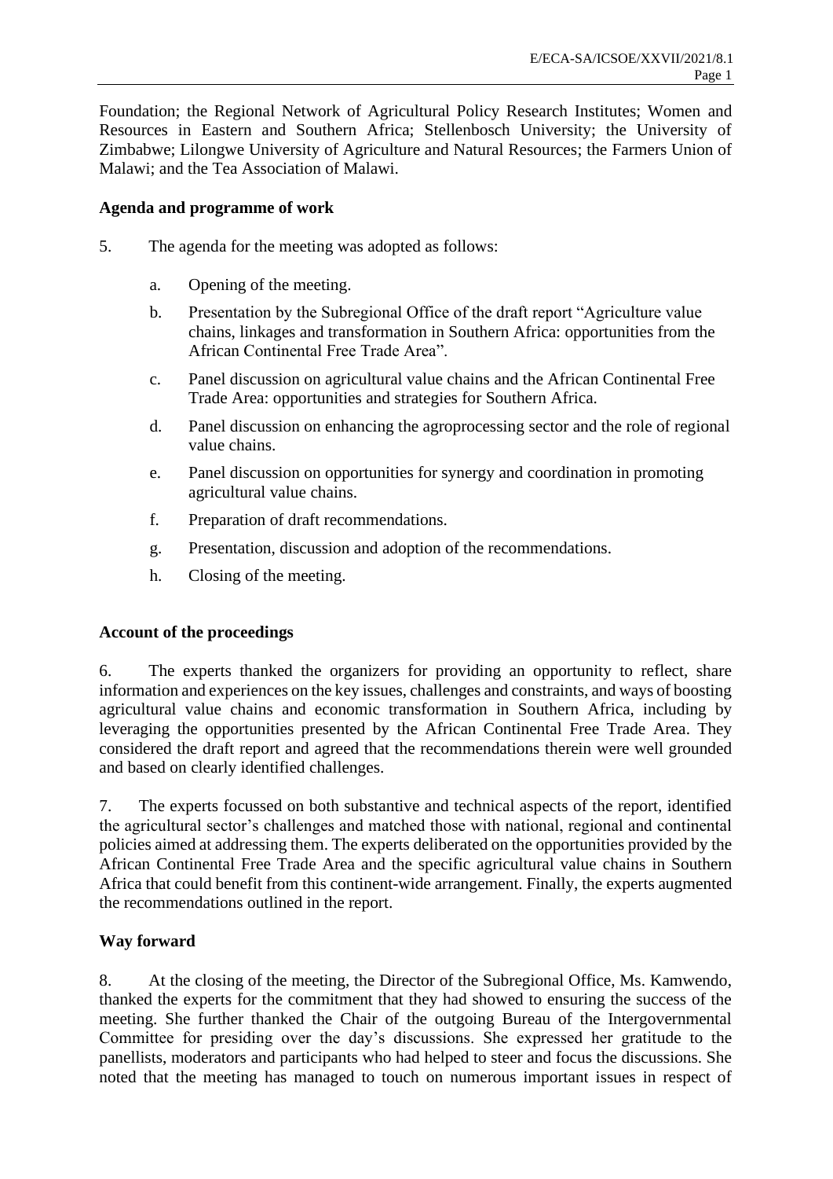Foundation; the Regional Network of Agricultural Policy Research Institutes; Women and Resources in Eastern and Southern Africa; Stellenbosch University; the University of Zimbabwe; Lilongwe University of Agriculture and Natural Resources; the Farmers Union of Malawi; and the Tea Association of Malawi.

**Agenda and programme of work**

5. The agenda for the meeting was adopted as follows:

   a. Opening of the meeting.

   b. Presentation by the Subregional Office of the draft report "Agriculture value chains, linkages and transformation in Southern Africa: opportunities from the African Continental Free Trade Area".

   c. Panel discussion on agricultural value chains and the African Continental Free Trade Area: opportunities and strategies for Southern Africa.

   d. Panel discussion on enhancing the agroprocessing sector and the role of regional value chains.

   e. Panel discussion on opportunities for synergy and coordination in promoting agricultural value chains.

   f. Preparation of draft recommendations.

   g. Presentation, discussion and adoption of the recommendations.

   h. Closing of the meeting.

**Account of the proceedings**

6. The experts thanked the organizers for providing an opportunity to reflect, share information and experiences on the key issues, challenges and constraints, and ways of boosting agricultural value chains and economic transformation in Southern Africa, including by leveraging the opportunities presented by the African Continental Free Trade Area. They considered the draft report and agreed that the recommendations therein were well grounded and based on clearly identified challenges.

7. The experts focussed on both substantive and technical aspects of the report, identified the agricultural sector's challenges and matched those with national, regional and continental policies aimed at addressing them. The experts deliberated on the opportunities provided by the African Continental Free Trade Area and the specific agricultural value chains in Southern Africa that could benefit from this continent-wide arrangement. Finally, the experts augmented the recommendations outlined in the report.

**Way forward**

8. At the closing of the meeting, the Director of the Subregional Office, Ms. Kamwendo, thanked the experts for the commitment that they had showed to ensuring the success of the meeting. She further thanked the Chair of the outgoing Bureau of the Intergovernmental Committee for presiding over the day's discussions. She expressed her gratitude to the panellists, moderators and participants who had helped to steer and focus the discussions. She noted that the meeting has managed to touch on numerous important issues in respect of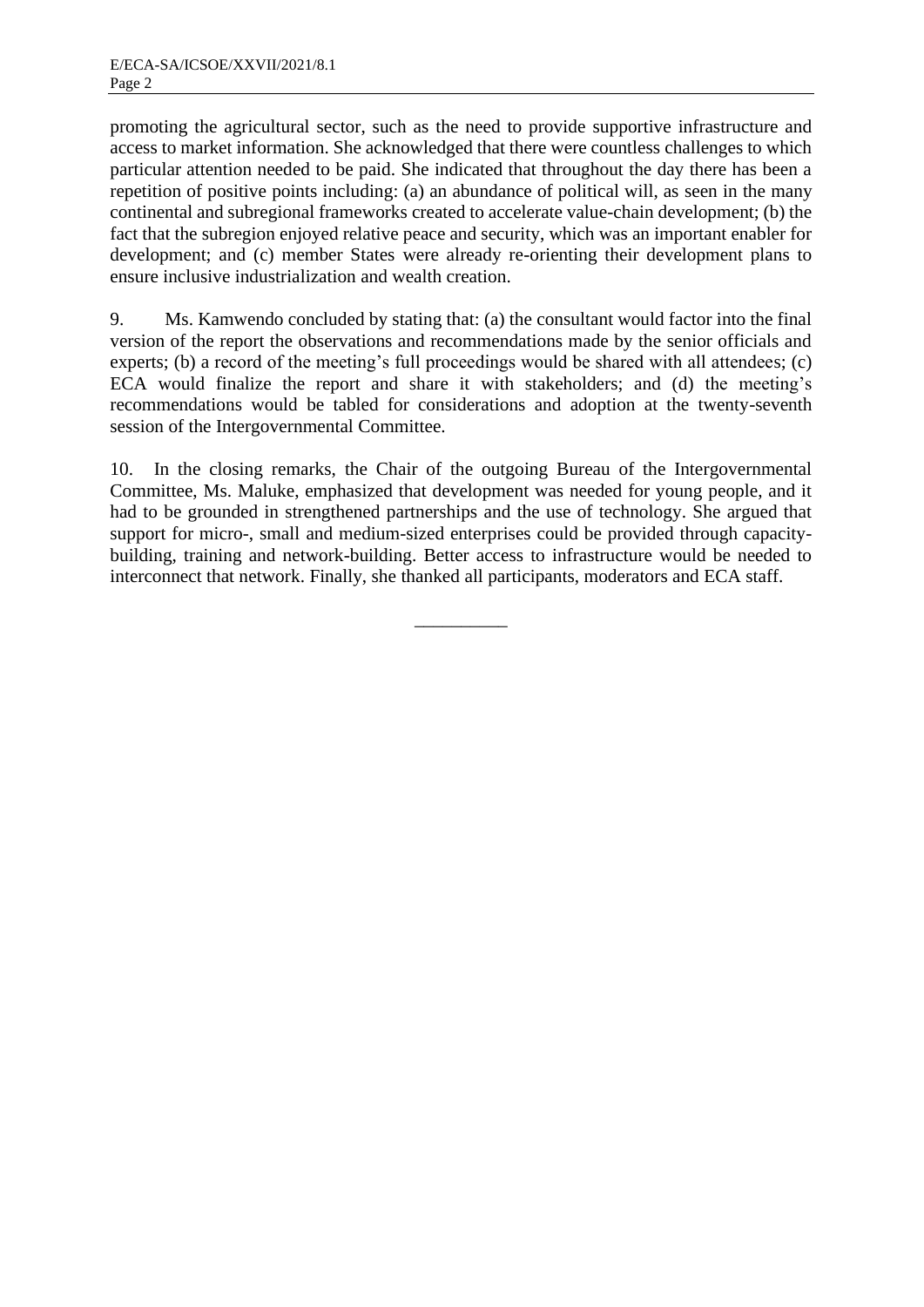promoting the agricultural sector, such as the need to provide supportive infrastructure and access to market information. She acknowledged that there were countless challenges to which particular attention needed to be paid. She indicated that throughout the day there has been a repetition of positive points including: (a) an abundance of political will, as seen in the many continental and subregional frameworks created to accelerate value-chain development; (b) the fact that the subregion enjoyed relative peace and security, which was an important enabler for development; and (c) member States were already re-orienting their development plans to ensure inclusive industrialization and wealth creation.

9. Ms. Kamwendo concluded by stating that: (a) the consultant would factor into the final version of the report the observations and recommendations made by the senior officials and experts; (b) a record of the meeting's full proceedings would be shared with all attendees; (c) ECA would finalize the report and share it with stakeholders; and (d) the meeting's recommendations would be tabled for considerations and adoption at the twenty-seventh session of the Intergovernmental Committee.

10. In the closing remarks, the Chair of the outgoing Bureau of the Intergovernmental Committee, Ms. Maluke, emphasized that development was needed for young people, and it had to be grounded in strengthened partnerships and the use of technology. She argued that support for micro-, small and medium-sized enterprises could be provided through capacity-building, training and network-building. Better access to infrastructure would be needed to interconnect that network. Finally, she thanked all participants, moderators and ECA staff.

__________